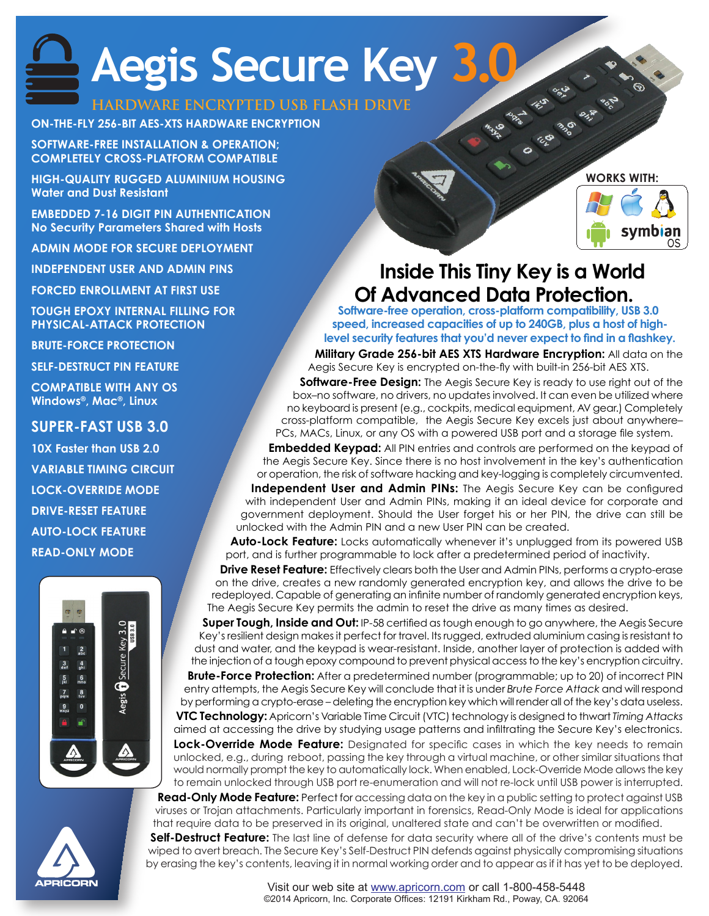# Aegis Secure Key 3.0

## HARDWARE ENCRYPTED USB FLASH DRIVE

- **ON-THE-FLY 256-BIT AES-XTS HARDWARE ENCRYPTION**
- **SOFTWARE-FREE INSTALLATION & OPERATION; COMPLETELY CROSS-PLATFORM COMPATIBLE**
- **HIGH-QUALITY RUGGED ALUMINIUM HOUSING** Water and Dust Resistant
- **EMBEDDED 7-16 DIGIT PIN AUTHENTICATION** No Security Parameters Shared with Hosts
- **ADMIN MODE FOR SECURE DEPLOYMENT**
- **INDEPENDENT USER AND ADMIN PINS**
- **FORCED ENROLLMENT AT FIRST USE**
- **TOUGH EPOXY INTERNAL FILLING FOR PHYSICAL-ATTACK PROTECTION**
- **BRUTE-FORCE PROTECTION**
- **SELF-DESTRUCT PIN FEATURE**
- **COMPATIBLE WITH ANY OS** Windows®, Mac®, Linux

### SUPER-FAST USB 3.0

- **10X Faster than USB 2.0**
- **VARIABLE TIMING CIRCUIT**
- **LOCK-OVERRIDE MODE**
- **DRIVE-RESET FEATURE**
- **AUTO-LOCK FEATURE**
- **READ-ONLY MODE**

WORKS WITH: symbian OS

## Inside This Tiny Key is a World Of Advanced Data Protection.

**Software-free operation, cross-platform compatibility, USB 3.0 speed, increased capacities of up to 240GB, plus a host of high-level security features that you'd never expect to find in a flashkey.**

**Military Grade 256-bit AES XTS Hardware Encryption:** All data on the Aegis Secure Key is encrypted on-the-fly with built-in 256-bit AES XTS.

**Software-Free Design:** The Aegis Secure Key is ready to use right out of the box–no software, no drivers, no updates involved. It can even be utilized where no keyboard is present (e.g., cockpits, medical equipment, AV gear.) Completely cross-platform compatible, the Aegis Secure Key excels just about anywhere–PCs, MACs, Linux, or any OS with a powered USB port and a storage file system.

**Embedded Keypad:** All PIN entries and controls are performed on the keypad of the Aegis Secure Key. Since there is no host involvement in the key's authentication or operation, the risk of software hacking and key-logging is completely circumvented.

**Independent User and Admin PINs:** The Aegis Secure Key can be configured with independent User and Admin PINs, making it an ideal device for corporate and government deployment. Should the User forget his or her PIN, the drive can still be unlocked with the Admin PIN and a new User PIN can be created.

**Auto-Lock Feature:** Locks automatically whenever it's unplugged from its powered USB port, and is further programmable to lock after a predetermined period of inactivity.

**Drive Reset Feature:** Effectively clears both the User and Admin PINs, performs a crypto-erase on the drive, creates a new randomly generated encryption key, and allows the drive to be redeployed. Capable of generating an infinite number of randomly generated encryption keys, The Aegis Secure Key permits the admin to reset the drive as many times as desired.

**Super Tough, Inside and Out:** IP-58 certified as tough enough to go anywhere, the Aegis Secure Key's resilient design makes it perfect for travel. Its rugged, extruded aluminium casing is resistant to dust and water, and the keypad is wear-resistant. Inside, another layer of protection is added with the injection of a tough epoxy compound to prevent physical access to the key's encryption circuitry.

**Brute-Force Protection:** After a predetermined number (programmable; up to 20) of incorrect PIN entry attempts, the Aegis Secure Key will conclude that it is under *Brute Force Attack* and will respond by performing a crypto-erase – deleting the encryption key which will render all of the key's data useless.

**VTC Technology:** Apricorn's Variable Time Circuit (VTC) technology is designed to thwart *Timing Attacks* aimed at accessing the drive by studying usage patterns and infiltrating the Secure Key's electronics.

**Lock-Override Mode Feature:** Designated for specific cases in which the key needs to remain unlocked, e.g., during reboot, passing the key through a virtual machine, or other similar situations that would normally prompt the key to automatically lock. When enabled, Lock-Override Mode allows the key to remain unlocked through USB port re-enumeration and will not re-lock until USB power is interrupted.

**Read-Only Mode Feature:** Perfect for accessing data on the key in a public setting to protect against USB viruses or Trojan attachments. Particularly important in forensics, Read-Only Mode is ideal for applications that require data to be preserved in its original, unaltered state and can't be overwritten or modified.

**Self-Destruct Feature:** The last line of defense for data security where all of the drive's contents must be wiped to avert breach. The Secure Key's Self-Destruct PIN defends against physically compromising situations by erasing the key's contents, leaving it in normal working order and to appear as if it has yet to be deployed.

APRICORN

Visit our web site at www.apricorn.com or call 1-800-458-5448
©2014 Apricorn, Inc. Corporate Offices: 12191 Kirkham Rd., Poway, CA. 92064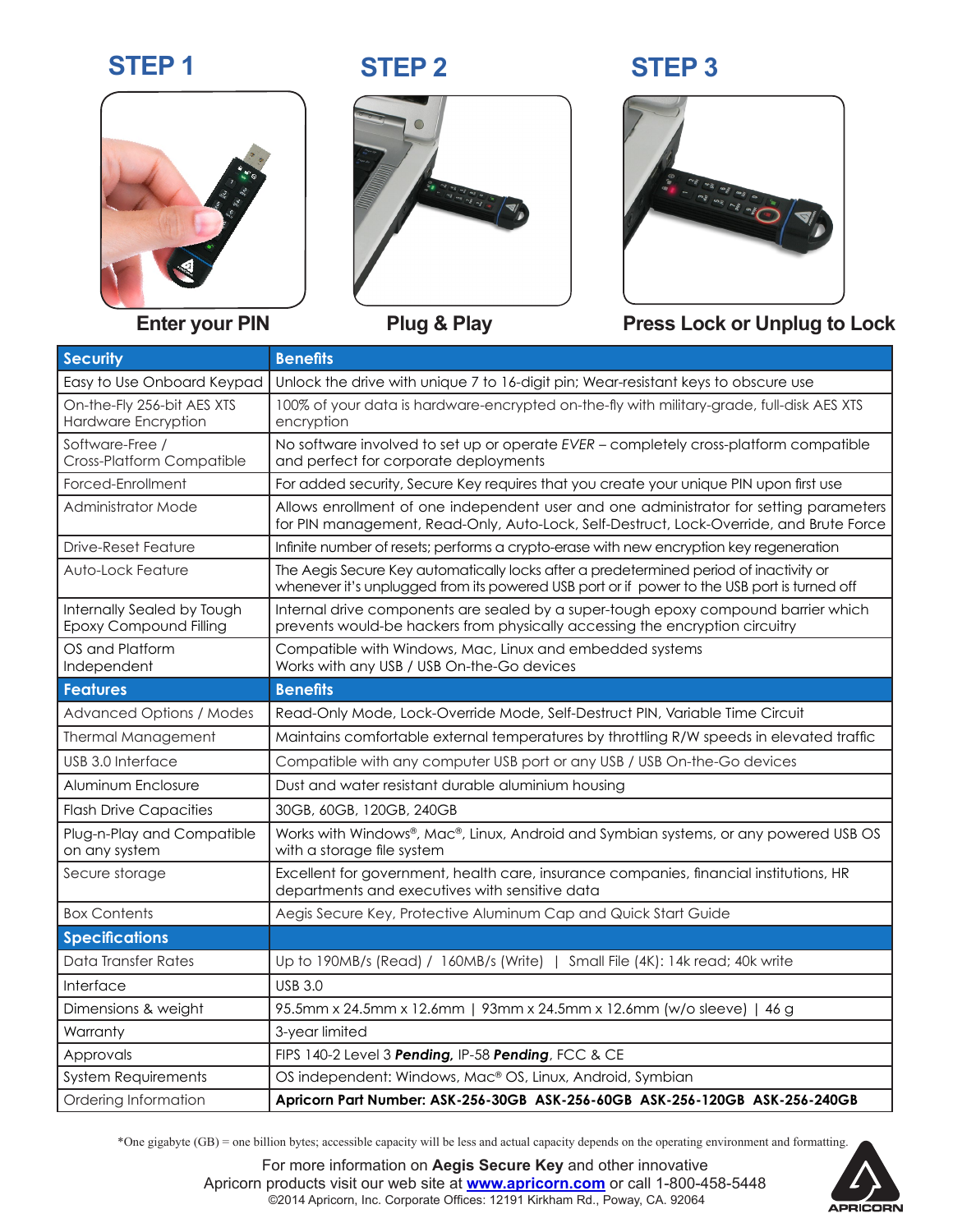## STEP 1

**Enter your PIN**

## STEP 2

**Plug & Play**

## STEP 3

**Press Lock or Unplug to Lock**

| Security | Benefits |
|---|---|
| Easy to Use Onboard Keypad | Unlock the drive with unique 7 to 16-digit pin; Wear-resistant keys to obscure use |
| On-the-Fly 256-bit AES XTS Hardware Encryption | 100% of your data is hardware-encrypted on-the-fly with military-grade, full-disk AES XTS encryption |
| Software-Free / Cross-Platform Compatible | No software involved to set up or operate *EVER* – completely cross-platform compatible and perfect for corporate deployments |
| Forced-Enrollment | For added security, Secure Key requires that you create your unique PIN upon first use |
| Administrator Mode | Allows enrollment of one independent user and one administrator for setting parameters for PIN management, Read-Only, Auto-Lock, Self-Destruct, Lock-Override, and Brute Force |
| Drive-Reset Feature | Infinite number of resets; performs a crypto-erase with new encryption key regeneration |
| Auto-Lock Feature | The Aegis Secure Key automatically locks after a predetermined period of inactivity or whenever it's unplugged from its powered USB port or if power to the USB port is turned off |
| Internally Sealed by Tough Epoxy Compound Filling | Internal drive components are sealed by a super-tough epoxy compound barrier which prevents would-be hackers from physically accessing the encryption circuitry |
| OS and Platform Independent | Compatible with Windows, Mac, Linux and embedded systems<br>Works with any USB / USB On-the-Go devices |
| **Features** | **Benefits** |
| Advanced Options / Modes | Read-Only Mode, Lock-Override Mode, Self-Destruct PIN, Variable Time Circuit |
| Thermal Management | Maintains comfortable external temperatures by throttling R/W speeds in elevated traffic |
| USB 3.0 Interface | Compatible with any computer USB port or any USB / USB On-the-Go devices |
| Aluminum Enclosure | Dust and water resistant durable aluminium housing |
| Flash Drive Capacities | 30GB, 60GB, 120GB, 240GB |
| Plug-n-Play and Compatible on any system | Works with Windows®, Mac®, Linux, Android and Symbian systems, or any powered USB OS with a storage file system |
| Secure storage | Excellent for government, health care, insurance companies, financial institutions, HR departments and executives with sensitive data |
| Box Contents | Aegis Secure Key, Protective Aluminum Cap and Quick Start Guide |
| **Specifications** | |
| Data Transfer Rates | Up to 190MB/s (Read) / 160MB/s (Write) \| Small File (4K): 14k read; 40k write |
| Interface | USB 3.0 |
| Dimensions & weight | 95.5mm x 24.5mm x 12.6mm \| 93mm x 24.5mm x 12.6mm (w/o sleeve) \| 46 g |
| Warranty | 3-year limited |
| Approvals | FIPS 140-2 Level 3 ***Pending***, IP-58 ***Pending***, FCC & CE |
| System Requirements | OS independent: Windows, Mac® OS, Linux, Android, Symbian |
| Ordering Information | **Apricorn Part Number: ASK-256-30GB ASK-256-60GB ASK-256-120GB ASK-256-240GB** |

*One gigabyte (GB) = one billion bytes; accessible capacity will be less and actual capacity depends on the operating environment and formatting.

For more information on **Aegis Secure Key** and other innovative Apricorn products visit our web site at **www.apricorn.com** or call 1-800-458-5448

©2014 Apricorn, Inc. Corporate Offices: 12191 Kirkham Rd., Poway, CA. 92064

APRICORN